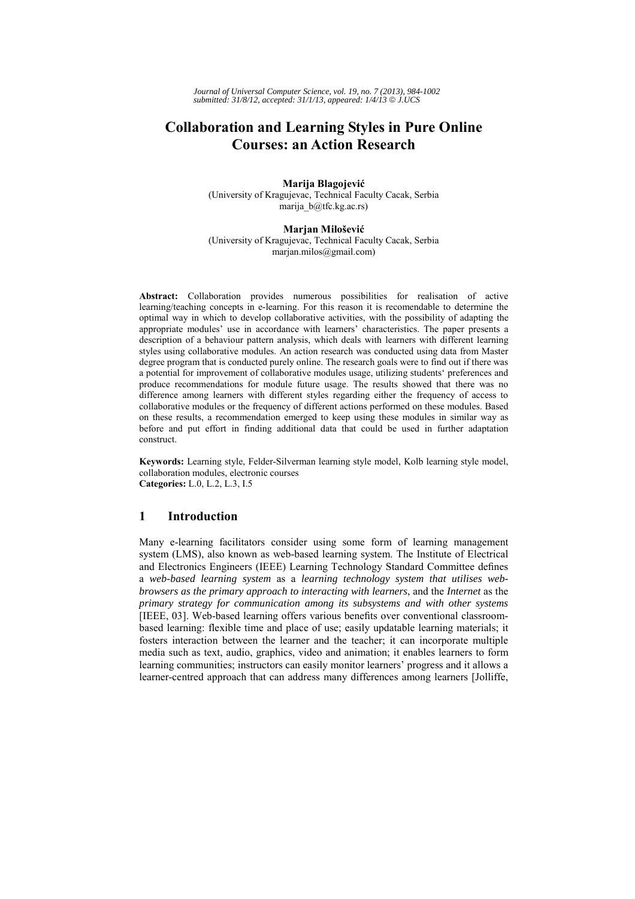*Journal of Universal Computer Science, vol. 19, no. 7 (2013), 984-1002*
*submitted: 31/8/12, accepted: 31/1/13, appeared: 1/4/13 © J.UCS*

# Collaboration and Learning Styles in Pure Online Courses: an Action Research

**Marija Blagojević**
(University of Kragujevac, Technical Faculty Cacak, Serbia
marija_b@tfc.kg.ac.rs)

**Marjan Milošević**
(University of Kragujevac, Technical Faculty Cacak, Serbia
marjan.milos@gmail.com)

**Abstract:** Collaboration provides numerous possibilities for realisation of active learning/teaching concepts in e-learning. For this reason it is recomendable to determine the optimal way in which to develop collaborative activities, with the possibility of adapting the appropriate modules' use in accordance with learners' characteristics. The paper presents a description of a behaviour pattern analysis, which deals with learners with different learning styles using collaborative modules. An action research was conducted using data from Master degree program that is conducted purely online. The research goals were to find out if there was a potential for improvement of collaborative modules usage, utilizing students' preferences and produce recommendations for module future usage. The results showed that there was no difference among learners with different styles regarding either the frequency of access to collaborative modules or the frequency of different actions performed on these modules. Based on these results, a recommendation emerged to keep using these modules in similar way as before and put effort in finding additional data that could be used in further adaptation construct.

**Keywords:** Learning style, Felder-Silverman learning style model, Kolb learning style model, collaboration modules, electronic courses
**Categories:** L.0, L.2, L.3, I.5

## 1 Introduction

Many e-learning facilitators consider using some form of learning management system (LMS), also known as web-based learning system. The Institute of Electrical and Electronics Engineers (IEEE) Learning Technology Standard Committee defines a *web-based learning system* as a *learning technology system that utilises web-browsers as the primary approach to interacting with learners*, and the *Internet* as the *primary strategy for communication among its subsystems and with other systems* [IEEE, 03]. Web-based learning offers various benefits over conventional classroom-based learning: flexible time and place of use; easily updatable learning materials; it fosters interaction between the learner and the teacher; it can incorporate multiple media such as text, audio, graphics, video and animation; it enables learners to form learning communities; instructors can easily monitor learners' progress and it allows a learner-centred approach that can address many differences among learners [Jolliffe,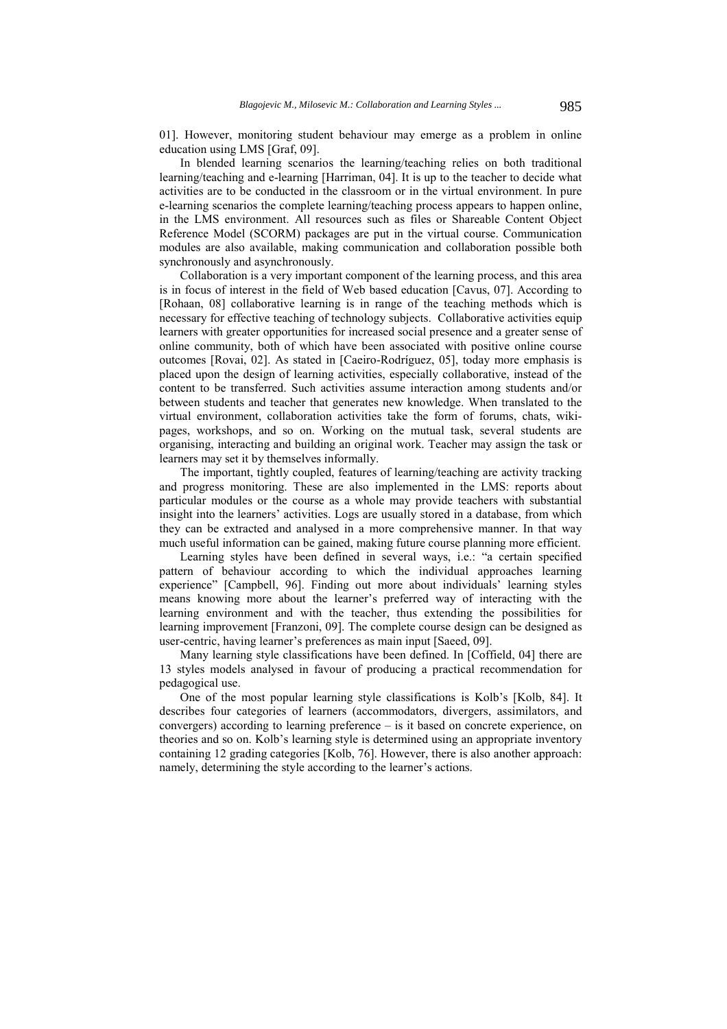01]. However, monitoring student behaviour may emerge as a problem in online education using LMS [Graf, 09].

In blended learning scenarios the learning/teaching relies on both traditional learning/teaching and e-learning [Harriman, 04]. It is up to the teacher to decide what activities are to be conducted in the classroom or in the virtual environment. In pure e-learning scenarios the complete learning/teaching process appears to happen online, in the LMS environment. All resources such as files or Shareable Content Object Reference Model (SCORM) packages are put in the virtual course. Communication modules are also available, making communication and collaboration possible both synchronously and asynchronously.

Collaboration is a very important component of the learning process, and this area is in focus of interest in the field of Web based education [Cavus, 07]. According to [Rohaan, 08] collaborative learning is in range of the teaching methods which is necessary for effective teaching of technology subjects. Collaborative activities equip learners with greater opportunities for increased social presence and a greater sense of online community, both of which have been associated with positive online course outcomes [Rovai, 02]. As stated in [Caeiro-Rodríguez, 05], today more emphasis is placed upon the design of learning activities, especially collaborative, instead of the content to be transferred. Such activities assume interaction among students and/or between students and teacher that generates new knowledge. When translated to the virtual environment, collaboration activities take the form of forums, chats, wiki-pages, workshops, and so on. Working on the mutual task, several students are organising, interacting and building an original work. Teacher may assign the task or learners may set it by themselves informally.

The important, tightly coupled, features of learning/teaching are activity tracking and progress monitoring. These are also implemented in the LMS: reports about particular modules or the course as a whole may provide teachers with substantial insight into the learners' activities. Logs are usually stored in a database, from which they can be extracted and analysed in a more comprehensive manner. In that way much useful information can be gained, making future course planning more efficient.

Learning styles have been defined in several ways, i.e.: "a certain specified pattern of behaviour according to which the individual approaches learning experience" [Campbell, 96]. Finding out more about individuals' learning styles means knowing more about the learner's preferred way of interacting with the learning environment and with the teacher, thus extending the possibilities for learning improvement [Franzoni, 09]. The complete course design can be designed as user-centric, having learner's preferences as main input [Saeed, 09].

Many learning style classifications have been defined. In [Coffield, 04] there are 13 styles models analysed in favour of producing a practical recommendation for pedagogical use.

One of the most popular learning style classifications is Kolb's [Kolb, 84]. It describes four categories of learners (accommodators, divergers, assimilators, and convergers) according to learning preference – is it based on concrete experience, on theories and so on. Kolb's learning style is determined using an appropriate inventory containing 12 grading categories [Kolb, 76]. However, there is also another approach: namely, determining the style according to the learner's actions.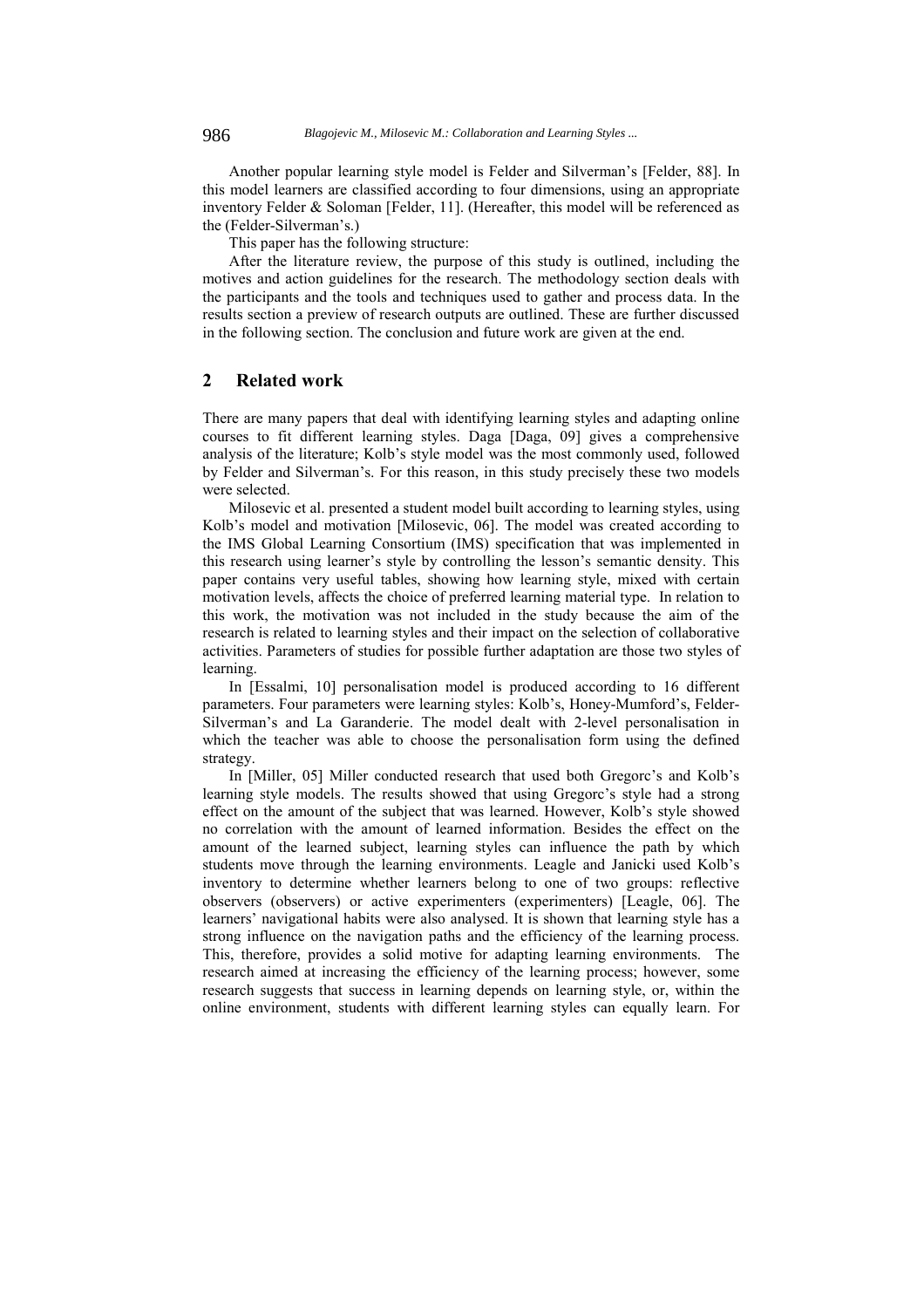Another popular learning style model is Felder and Silverman's [Felder, 88]. In this model learners are classified according to four dimensions, using an appropriate inventory Felder & Soloman [Felder, 11]. (Hereafter, this model will be referenced as the (Felder-Silverman's.)

This paper has the following structure:

After the literature review, the purpose of this study is outlined, including the motives and action guidelines for the research. The methodology section deals with the participants and the tools and techniques used to gather and process data. In the results section a preview of research outputs are outlined. These are further discussed in the following section. The conclusion and future work are given at the end.

## 2 Related work

There are many papers that deal with identifying learning styles and adapting online courses to fit different learning styles. Daga [Daga, 09] gives a comprehensive analysis of the literature; Kolb's style model was the most commonly used, followed by Felder and Silverman's. For this reason, in this study precisely these two models were selected.

Milosevic et al. presented a student model built according to learning styles, using Kolb's model and motivation [Milosevic, 06]. The model was created according to the IMS Global Learning Consortium (IMS) specification that was implemented in this research using learner's style by controlling the lesson's semantic density. This paper contains very useful tables, showing how learning style, mixed with certain motivation levels, affects the choice of preferred learning material type. In relation to this work, the motivation was not included in the study because the aim of the research is related to learning styles and their impact on the selection of collaborative activities. Parameters of studies for possible further adaptation are those two styles of learning.

In [Essalmi, 10] personalisation model is produced according to 16 different parameters. Four parameters were learning styles: Kolb's, Honey-Mumford's, Felder-Silverman's and La Garanderie. The model dealt with 2-level personalisation in which the teacher was able to choose the personalisation form using the defined strategy.

In [Miller, 05] Miller conducted research that used both Gregorc's and Kolb's learning style models. The results showed that using Gregorc's style had a strong effect on the amount of the subject that was learned. However, Kolb's style showed no correlation with the amount of learned information. Besides the effect on the amount of the learned subject, learning styles can influence the path by which students move through the learning environments. Leagle and Janicki used Kolb's inventory to determine whether learners belong to one of two groups: reflective observers (observers) or active experimenters (experimenters) [Leagle, 06]. The learners' navigational habits were also analysed. It is shown that learning style has a strong influence on the navigation paths and the efficiency of the learning process. This, therefore, provides a solid motive for adapting learning environments. The research aimed at increasing the efficiency of the learning process; however, some research suggests that success in learning depends on learning style, or, within the online environment, students with different learning styles can equally learn. For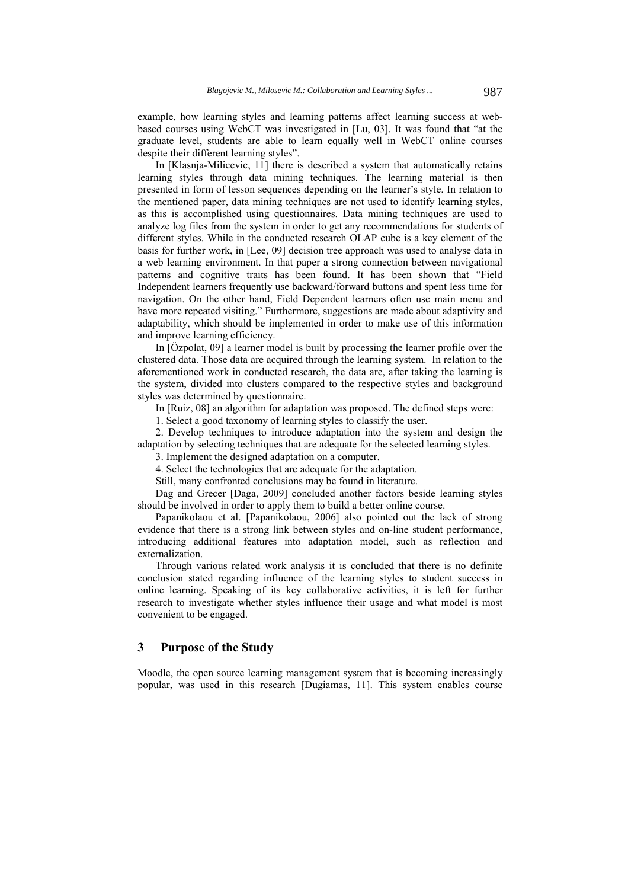example, how learning styles and learning patterns affect learning success at web-based courses using WebCT was investigated in [Lu, 03]. It was found that "at the graduate level, students are able to learn equally well in WebCT online courses despite their different learning styles".

In [Klasnja-Milicevic, 11] there is described a system that automatically retains learning styles through data mining techniques. The learning material is then presented in form of lesson sequences depending on the learner's style. In relation to the mentioned paper, data mining techniques are not used to identify learning styles, as this is accomplished using questionnaires. Data mining techniques are used to analyze log files from the system in order to get any recommendations for students of different styles. While in the conducted research OLAP cube is a key element of the basis for further work, in [Lee, 09] decision tree approach was used to analyse data in a web learning environment. In that paper a strong connection between navigational patterns and cognitive traits has been found. It has been shown that "Field Independent learners frequently use backward/forward buttons and spent less time for navigation. On the other hand, Field Dependent learners often use main menu and have more repeated visiting." Furthermore, suggestions are made about adaptivity and adaptability, which should be implemented in order to make use of this information and improve learning efficiency.

In [Özpolat, 09] a learner model is built by processing the learner profile over the clustered data. Those data are acquired through the learning system. In relation to the aforementioned work in conducted research, the data are, after taking the learning is the system, divided into clusters compared to the respective styles and background styles was determined by questionnaire.

In [Ruiz, 08] an algorithm for adaptation was proposed. The defined steps were:

1. Select a good taxonomy of learning styles to classify the user.

2. Develop techniques to introduce adaptation into the system and design the adaptation by selecting techniques that are adequate for the selected learning styles.

3. Implement the designed adaptation on a computer.

4. Select the technologies that are adequate for the adaptation.

Still, many confronted conclusions may be found in literature.

Dag and Grecer [Daga, 2009] concluded another factors beside learning styles should be involved in order to apply them to build a better online course.

Papanikolaou et al. [Papanikolaou, 2006] also pointed out the lack of strong evidence that there is a strong link between styles and on-line student performance, introducing additional features into adaptation model, such as reflection and externalization.

Through various related work analysis it is concluded that there is no definite conclusion stated regarding influence of the learning styles to student success in online learning. Speaking of its key collaborative activities, it is left for further research to investigate whether styles influence their usage and what model is most convenient to be engaged.

## 3 Purpose of the Study

Moodle, the open source learning management system that is becoming increasingly popular, was used in this research [Dugiamas, 11]. This system enables course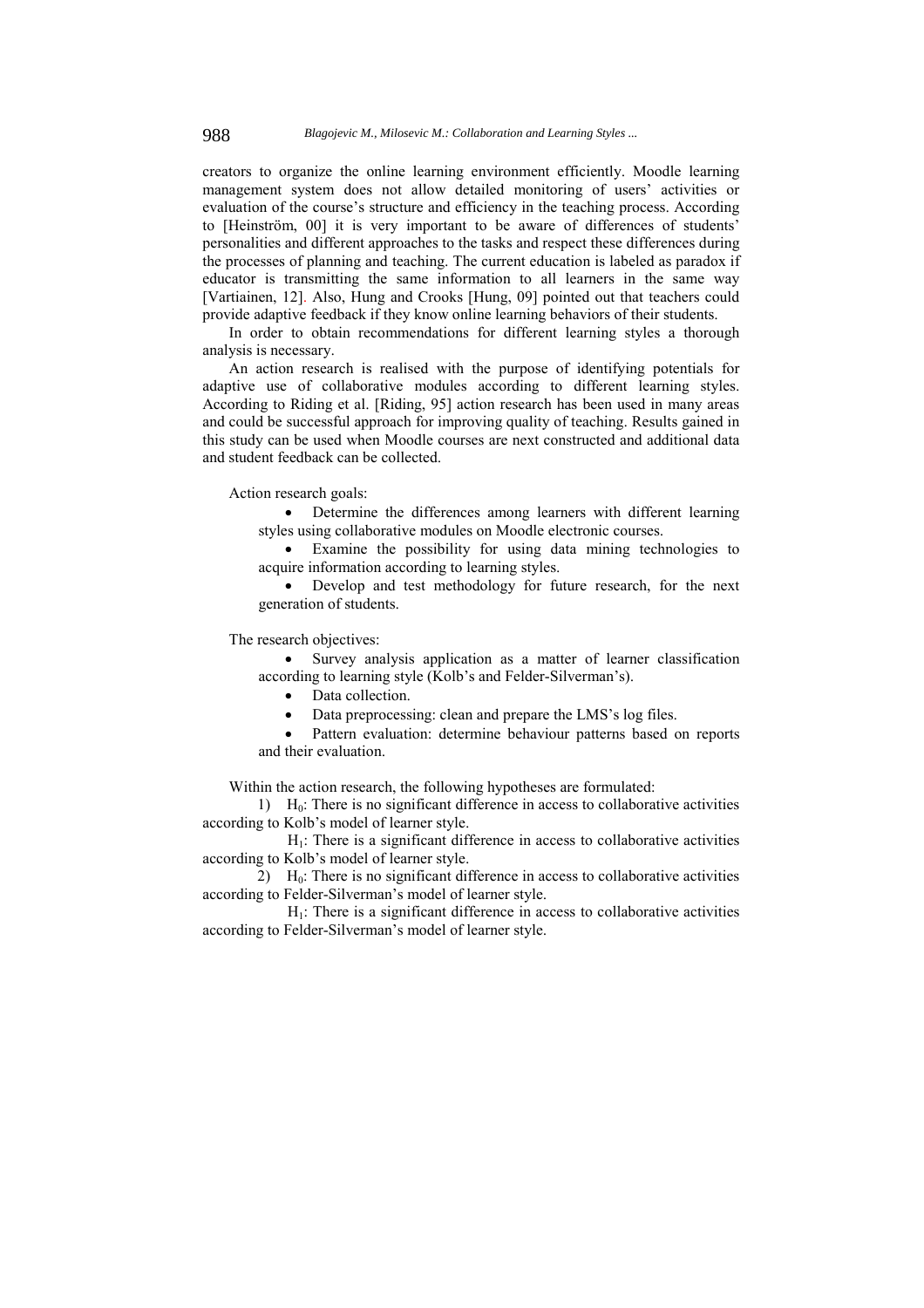creators to organize the online learning environment efficiently. Moodle learning management system does not allow detailed monitoring of users' activities or evaluation of the course's structure and efficiency in the teaching process. According to [Heinström, 00] it is very important to be aware of differences of students' personalities and different approaches to the tasks and respect these differences during the processes of planning and teaching. The current education is labeled as paradox if educator is transmitting the same information to all learners in the same way [Vartiainen, 12]. Also, Hung and Crooks [Hung, 09] pointed out that teachers could provide adaptive feedback if they know online learning behaviors of their students.

In order to obtain recommendations for different learning styles a thorough analysis is necessary.

An action research is realised with the purpose of identifying potentials for adaptive use of collaborative modules according to different learning styles. According to Riding et al. [Riding, 95] action research has been used in many areas and could be successful approach for improving quality of teaching. Results gained in this study can be used when Moodle courses are next constructed and additional data and student feedback can be collected.

Action research goals:

- Determine the differences among learners with different learning styles using collaborative modules on Moodle electronic courses.
- Examine the possibility for using data mining technologies to acquire information according to learning styles.
- Develop and test methodology for future research, for the next generation of students.

The research objectives:

- Survey analysis application as a matter of learner classification according to learning style (Kolb's and Felder-Silverman's).
- Data collection.
- Data preprocessing: clean and prepare the LMS's log files.
- Pattern evaluation: determine behaviour patterns based on reports and their evaluation.

Within the action research, the following hypotheses are formulated:

1) $H_0$: There is no significant difference in access to collaborative activities according to Kolb's model of learner style.

$H_1$: There is a significant difference in access to collaborative activities according to Kolb's model of learner style.

2) $H_0$: There is no significant difference in access to collaborative activities according to Felder-Silverman's model of learner style.

$H_1$: There is a significant difference in access to collaborative activities according to Felder-Silverman's model of learner style.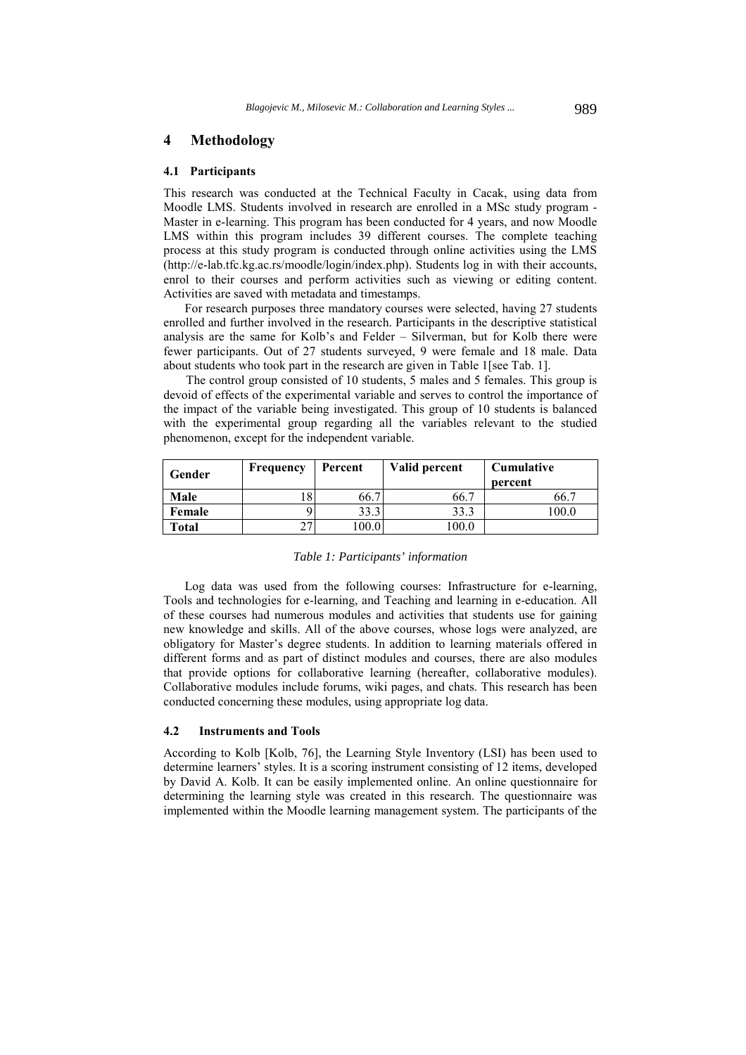# 4 Methodology

### 4.1 Participants

This research was conducted at the Technical Faculty in Cacak, using data from Moodle LMS. Students involved in research are enrolled in a MSc study program - Master in e-learning. This program has been conducted for 4 years, and now Moodle LMS within this program includes 39 different courses. The complete teaching process at this study program is conducted through online activities using the LMS (http://e-lab.tfc.kg.ac.rs/moodle/login/index.php). Students log in with their accounts, enrol to their courses and perform activities such as viewing or editing content. Activities are saved with metadata and timestamps.

For research purposes three mandatory courses were selected, having 27 students enrolled and further involved in the research. Participants in the descriptive statistical analysis are the same for Kolb's and Felder – Silverman, but for Kolb there were fewer participants. Out of 27 students surveyed, 9 were female and 18 male. Data about students who took part in the research are given in Table 1[see Tab. 1].

The control group consisted of 10 students, 5 males and 5 females. This group is devoid of effects of the experimental variable and serves to control the importance of the impact of the variable being investigated. This group of 10 students is balanced with the experimental group regarding all the variables relevant to the studied phenomenon, except for the independent variable.

| Gender | Frequency | Percent | Valid percent | Cumulative percent |
|---|---|---|---|---|
| **Male** | 18 | 66.7 | 66.7 | 66.7 |
| **Female** | 9 | 33.3 | 33.3 | 100.0 |
| **Total** | 27 | 100.0 | 100.0 | |

*Table 1: Participants' information*

Log data was used from the following courses: Infrastructure for e-learning, Tools and technologies for e-learning, and Teaching and learning in e-education. All of these courses had numerous modules and activities that students use for gaining new knowledge and skills. All of the above courses, whose logs were analyzed, are obligatory for Master's degree students. In addition to learning materials offered in different forms and as part of distinct modules and courses, there are also modules that provide options for collaborative learning (hereafter, collaborative modules). Collaborative modules include forums, wiki pages, and chats. This research has been conducted concerning these modules, using appropriate log data.

### 4.2 Instruments and Tools

According to Kolb [Kolb, 76], the Learning Style Inventory (LSI) has been used to determine learners' styles. It is a scoring instrument consisting of 12 items, developed by David A. Kolb. It can be easily implemented online. An online questionnaire for determining the learning style was created in this research. The questionnaire was implemented within the Moodle learning management system. The participants of the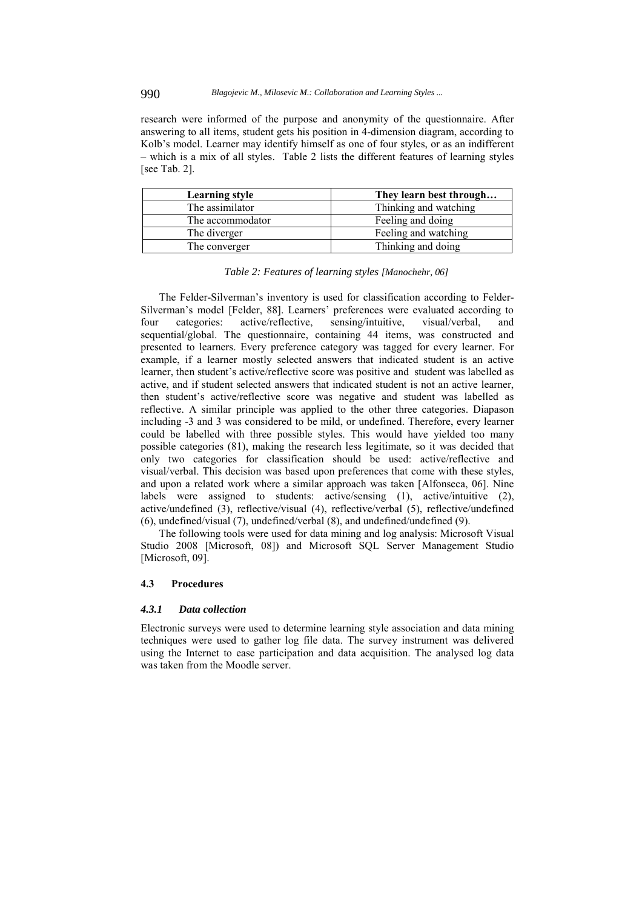research were informed of the purpose and anonymity of the questionnaire. After answering to all items, student gets his position in 4-dimension diagram, according to Kolb's model. Learner may identify himself as one of four styles, or as an indifferent – which is a mix of all styles. Table 2 lists the different features of learning styles [see Tab. 2].

| **Learning style** | **They learn best through…** |
|---|---|
| The assimilator | Thinking and watching |
| The accommodator | Feeling and doing |
| The diverger | Feeling and watching |
| The converger | Thinking and doing |

*Table 2: Features of learning styles [Manochehr, 06]*

The Felder-Silverman's inventory is used for classification according to Felder-Silverman's model [Felder, 88]. Learners' preferences were evaluated according to four categories: active/reflective, sensing/intuitive, visual/verbal, and sequential/global. The questionnaire, containing 44 items, was constructed and presented to learners. Every preference category was tagged for every learner. For example, if a learner mostly selected answers that indicated student is an active learner, then student's active/reflective score was positive and student was labelled as active, and if student selected answers that indicated student is not an active learner, then student's active/reflective score was negative and student was labelled as reflective. A similar principle was applied to the other three categories. Diapason including -3 and 3 was considered to be mild, or undefined. Therefore, every learner could be labelled with three possible styles. This would have yielded too many possible categories (81), making the research less legitimate, so it was decided that only two categories for classification should be used: active/reflective and visual/verbal. This decision was based upon preferences that come with these styles, and upon a related work where a similar approach was taken [Alfonseca, 06]. Nine labels were assigned to students: active/sensing (1), active/intuitive (2), active/undefined (3), reflective/visual (4), reflective/verbal (5), reflective/undefined (6), undefined/visual (7), undefined/verbal (8), and undefined/undefined (9).

The following tools were used for data mining and log analysis: Microsoft Visual Studio 2008 [Microsoft, 08]) and Microsoft SQL Server Management Studio [Microsoft, 09].

### 4.3 Procedures

#### *4.3.1 Data collection*

Electronic surveys were used to determine learning style association and data mining techniques were used to gather log file data. The survey instrument was delivered using the Internet to ease participation and data acquisition. The analysed log data was taken from the Moodle server.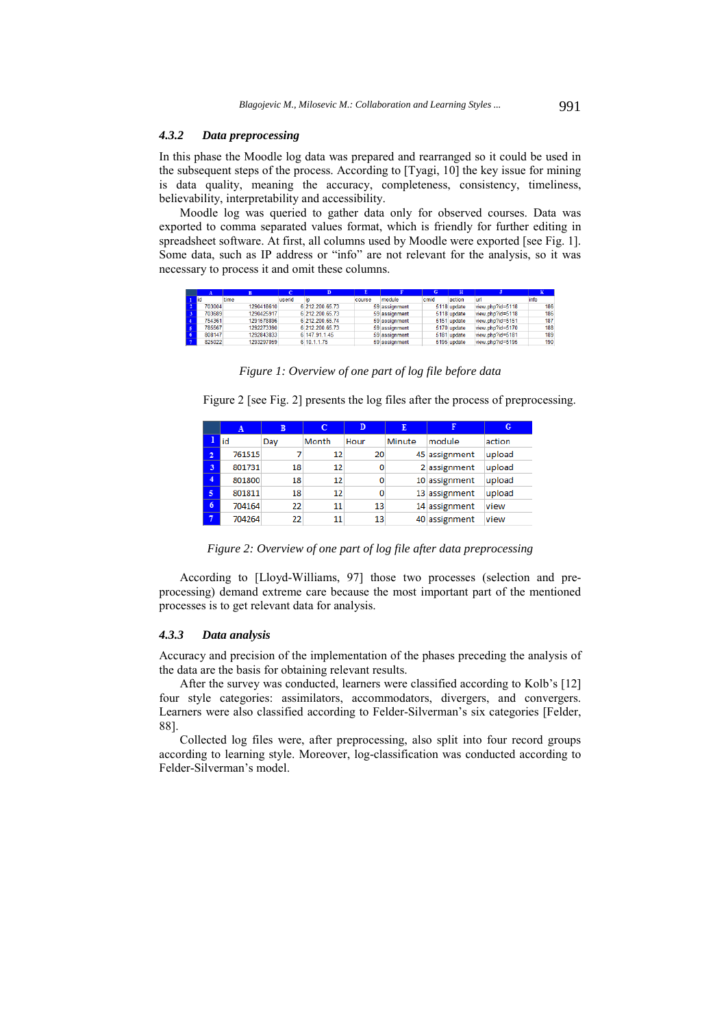### 4.3.2 Data preprocessing

In this phase the Moodle log data was prepared and rearranged so it could be used in the subsequent steps of the process. According to [Tyagi, 10] the key issue for mining is data quality, meaning the accuracy, completeness, consistency, timeliness, believability, interpretability and accessibility.

Moodle log was queried to gather data only for observed courses. Data was exported to comma separated values format, which is friendly for further editing in spreadsheet software. At first, all columns used by Moodle were exported [see Fig. 1]. Some data, such as IP address or "info" are not relevant for the analysis, so it was necessary to process it and omit these columns.

| | A | B | C | D | E | F | G | H | J | K |
|---|---|---|---|---|---|---|---|---|---|---|
| 1 | id | time | userid | ip | course | module | cmid | action | url | info |
| 2 | 703004 | 1290418610 | 6 | 212.200.65.73 | 59 | assignment | 5118 | update | view.php?id=5118 | 186 |
| 3 | 703689 | 1290425917 | 6 | 212.200.65.73 | 59 | assignment | 5118 | update | view.php?id=5118 | 186 |
| 4 | 754361 | 1291678896 | 6 | 212.200.65.74 | 59 | assignment | 5151 | update | view.php?id=5151 | 187 |
| 5 | 785567 | 1292273390 | 6 | 212.200.65.73 | 59 | assignment | 5170 | update | view.php?id=5170 | 188 |
| 6 | 808147 | 1292843833 | 6 | 147.91.1.45 | 59 | assignment | 5181 | update | view.php?id=5181 | 189 |
| 7 | 825022 | 1293297059 | 6 | 10.1.1.75 | 59 | assignment | 5195 | update | view.php?id=5196 | 190 |

*Figure 1: Overview of one part of log file before data*

Figure 2 [see Fig. 2] presents the log files after the process of preprocessing.

| | A | B | C | D | E | F | G |
|---|---|---|---|---|---|---|---|
| 1 | id | Day | Month | Hour | Minute | module | action |
| 2 | 761515 | 7 | 12 | 20 | 45 | assignment | upload |
| 3 | 801731 | 18 | 12 | 0 | 2 | assignment | upload |
| 4 | 801800 | 18 | 12 | 0 | 10 | assignment | upload |
| 5 | 801811 | 18 | 12 | 0 | 13 | assignment | upload |
| 6 | 704164 | 22 | 11 | 13 | 14 | assignment | view |
| 7 | 704264 | 22 | 11 | 13 | 40 | assignment | view |

*Figure 2: Overview of one part of log file after data preprocessing*

According to [Lloyd-Williams, 97] those two processes (selection and pre-processing) demand extreme care because the most important part of the mentioned processes is to get relevant data for analysis.

### 4.3.3 Data analysis

Accuracy and precision of the implementation of the phases preceding the analysis of the data are the basis for obtaining relevant results.

After the survey was conducted, learners were classified according to Kolb's [12] four style categories: assimilators, accommodators, divergers, and convergers. Learners were also classified according to Felder-Silverman's six categories [Felder, 88].

Collected log files were, after preprocessing, also split into four record groups according to learning style. Moreover, log-classification was conducted according to Felder-Silverman's model.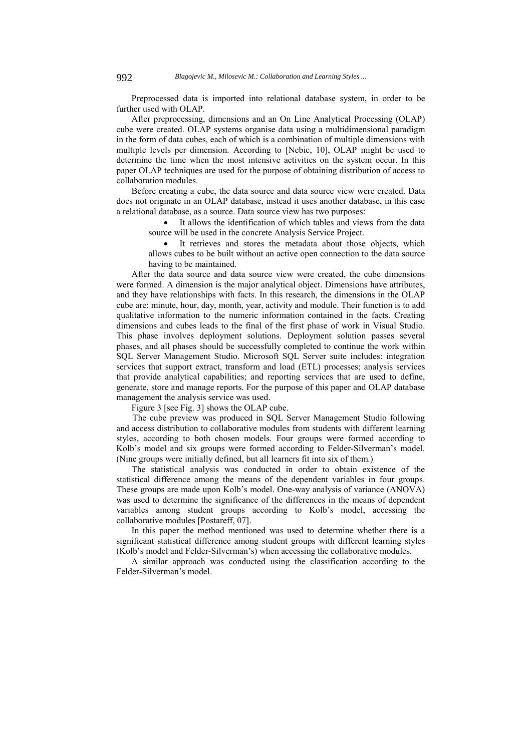Preprocessed data is imported into relational database system, in order to be further used with OLAP.

After preprocessing, dimensions and an On Line Analytical Processing (OLAP) cube were created. OLAP systems organise data using a multidimensional paradigm in the form of data cubes, each of which is a combination of multiple dimensions with multiple levels per dimension. According to [Nebic, 10], OLAP might be used to determine the time when the most intensive activities on the system occur. In this paper OLAP techniques are used for the purpose of obtaining distribution of access to collaboration modules.

Before creating a cube, the data source and data source view were created. Data does not originate in an OLAP database, instead it uses another database, in this case a relational database, as a source. Data source view has two purposes:

- It allows the identification of which tables and views from the data source will be used in the concrete Analysis Service Project.
- It retrieves and stores the metadata about those objects, which allows cubes to be built without an active open connection to the data source having to be maintained.

After the data source and data source view were created, the cube dimensions were formed. A dimension is the major analytical object. Dimensions have attributes, and they have relationships with facts. In this research, the dimensions in the OLAP cube are: minute, hour, day, month, year, activity and module. Their function is to add qualitative information to the numeric information contained in the facts. Creating dimensions and cubes leads to the final of the first phase of work in Visual Studio. This phase involves deployment solutions. Deployment solution passes several phases, and all phases should be successfully completed to continue the work within SQL Server Management Studio. Microsoft SQL Server suite includes: integration services that support extract, transform and load (ETL) processes; analysis services that provide analytical capabilities; and reporting services that are used to define, generate, store and manage reports. For the purpose of this paper and OLAP database management the analysis service was used.

Figure 3 [see Fig. 3] shows the OLAP cube.

The cube preview was produced in SQL Server Management Studio following and access distribution to collaborative modules from students with different learning styles, according to both chosen models. Four groups were formed according to Kolb's model and six groups were formed according to Felder-Silverman's model. (Nine groups were initially defined, but all learners fit into six of them.)

The statistical analysis was conducted in order to obtain existence of the statistical difference among the means of the dependent variables in four groups. These groups are made upon Kolb's model. One-way analysis of variance (ANOVA) was used to determine the significance of the differences in the means of dependent variables among student groups according to Kolb's model, accessing the collaborative modules [Postareff, 07].

In this paper the method mentioned was used to determine whether there is a significant statistical difference among student groups with different learning styles (Kolb's model and Felder-Silverman's) when accessing the collaborative modules.

A similar approach was conducted using the classification according to the Felder-Silverman's model.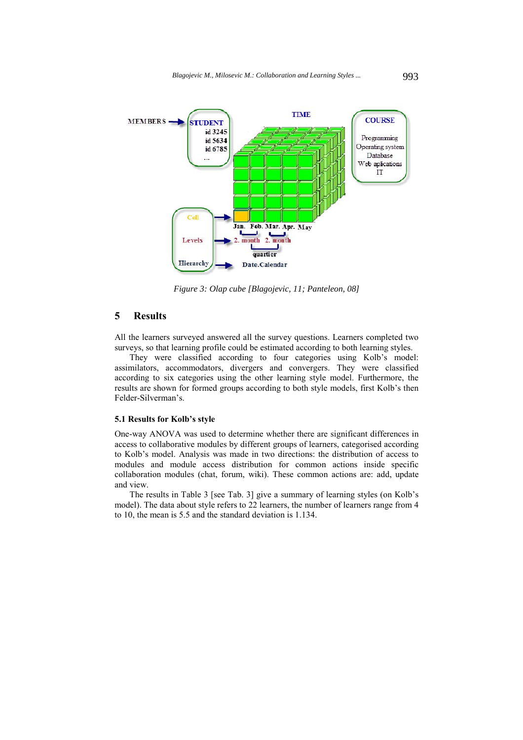*Figure 3: Olap cube [Blagojevic, 11; Panteleon, 08]*

## 5 Results

All the learners surveyed answered all the survey questions. Learners completed two surveys, so that learning profile could be estimated according to both learning styles.

They were classified according to four categories using Kolb's model: assimilators, accommodators, divergers and convergers. They were classified according to six categories using the other learning style model. Furthermore, the results are shown for formed groups according to both style models, first Kolb's then Felder-Silverman's.

### 5.1 Results for Kolb's style

One-way ANOVA was used to determine whether there are significant differences in access to collaborative modules by different groups of learners, categorised according to Kolb's model. Analysis was made in two directions: the distribution of access to modules and module access distribution for common actions inside specific collaboration modules (chat, forum, wiki). These common actions are: add, update and view.

The results in Table 3 [see Tab. 3] give a summary of learning styles (on Kolb's model). The data about style refers to 22 learners, the number of learners range from 4 to 10, the mean is 5.5 and the standard deviation is 1.134.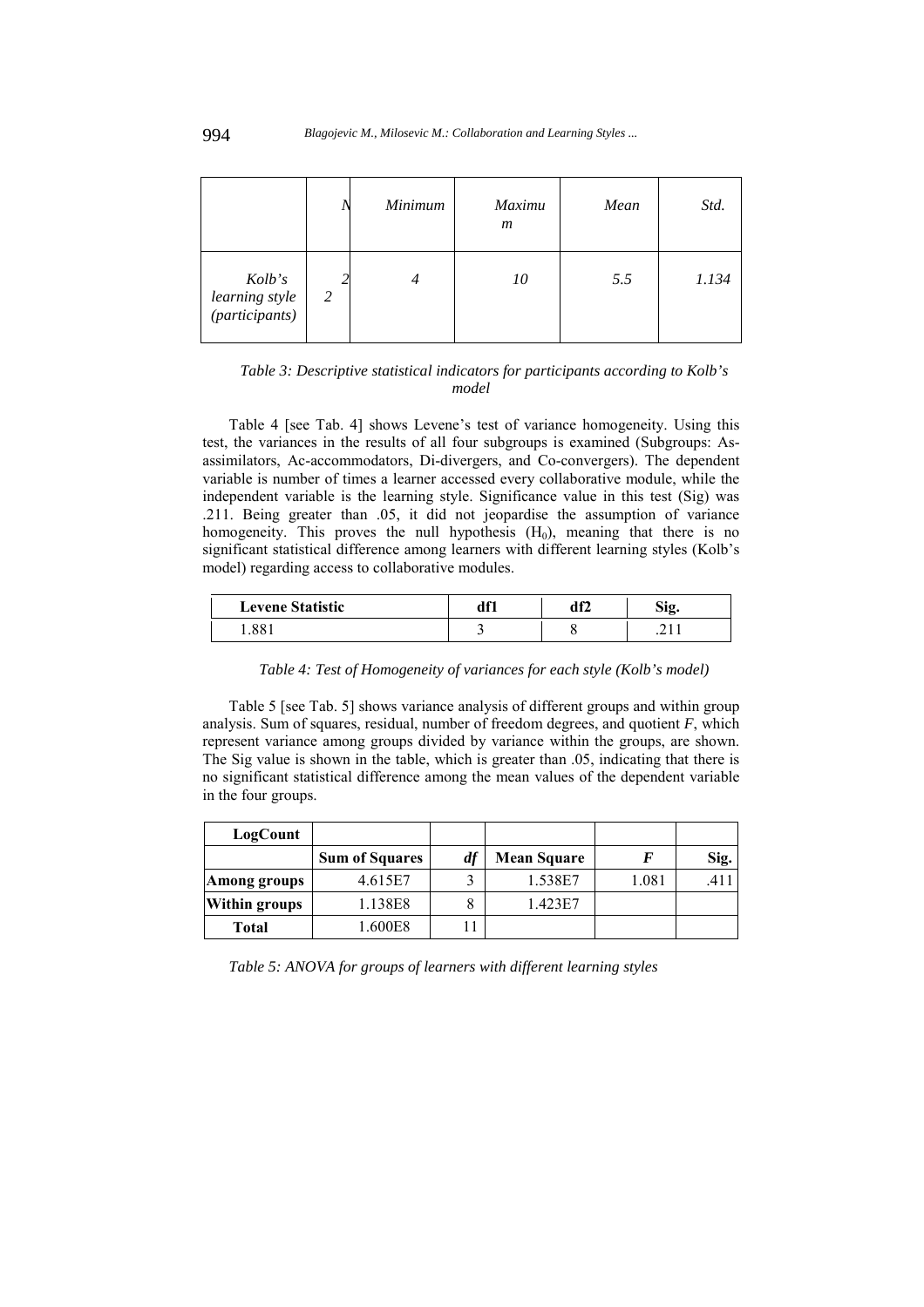|  | N | Minimum | Maximum | Mean | Std. |
|---|---|---|---|---|---|
| Kolb's learning style (participants) | 22 | 4 | 10 | 5.5 | 1.134 |

*Table 3: Descriptive statistical indicators for participants according to Kolb's model*

Table 4 [see Tab. 4] shows Levene's test of variance homogeneity. Using this test, the variances in the results of all four subgroups is examined (Subgroups: As-assimilators, Ac-accommodators, Di-divergers, and Co-convergers). The dependent variable is number of times a learner accessed every collaborative module, while the independent variable is the learning style. Significance value in this test (Sig) was .211. Being greater than .05, it did not jeopardise the assumption of variance homogeneity. This proves the null hypothesis ($H_0$), meaning that there is no significant statistical difference among learners with different learning styles (Kolb's model) regarding access to collaborative modules.

| Levene Statistic | df1 | df2 | Sig. |
|---|---|---|---|
| 1.881 | 3 | 8 | .211 |

*Table 4: Test of Homogeneity of variances for each style (Kolb's model)*

Table 5 [see Tab. 5] shows variance analysis of different groups and within group analysis. Sum of squares, residual, number of freedom degrees, and quotient *F*, which represent variance among groups divided by variance within the groups, are shown. The Sig value is shown in the table, which is greater than .05, indicating that there is no significant statistical difference among the mean values of the dependent variable in the four groups.

| LogCount | | | | | |
|---|---|---|---|---|---|
| | **Sum of Squares** | ***df*** | **Mean Square** | ***F*** | **Sig.** |
| **Among groups** | 4.615E7 | 3 | 1.538E7 | 1.081 | .411 |
| **Within groups** | 1.138E8 | 8 | 1.423E7 | | |
| **Total** | 1.600E8 | 11 | | | |

*Table 5: ANOVA for groups of learners with different learning styles*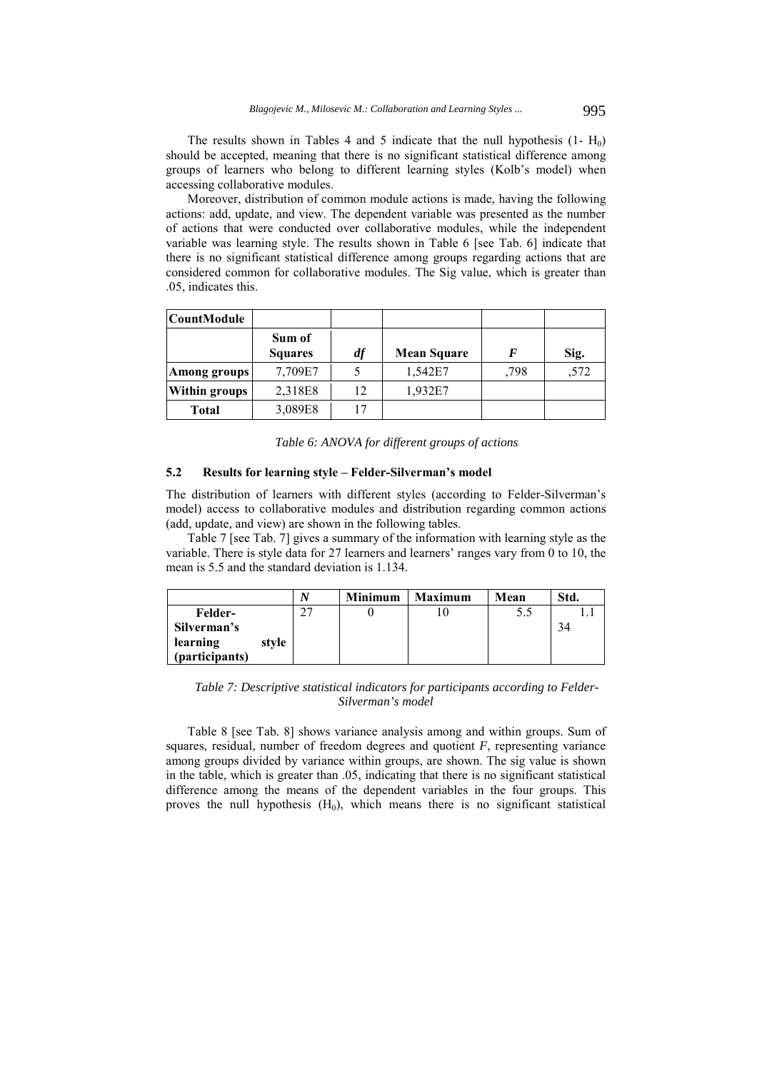The results shown in Tables 4 and 5 indicate that the null hypothesis (1- $H_0$) should be accepted, meaning that there is no significant statistical difference among groups of learners who belong to different learning styles (Kolb's model) when accessing collaborative modules.

Moreover, distribution of common module actions is made, having the following actions: add, update, and view. The dependent variable was presented as the number of actions that were conducted over collaborative modules, while the independent variable was learning style. The results shown in Table 6 [see Tab. 6] indicate that there is no significant statistical difference among groups regarding actions that are considered common for collaborative modules. The Sig value, which is greater than .05, indicates this.

| **CountModule** | | | | | |
|---|---|---|---|---|---|
| | **Sum of Squares** | ***df*** | **Mean Square** | ***F*** | **Sig.** |
| **Among groups** | 7,709E7 | 5 | 1,542E7 | ,798 | ,572 |
| **Within groups** | 2,318E8 | 12 | 1,932E7 | | |
| **Total** | 3,089E8 | 17 | | | |

*Table 6: ANOVA for different groups of actions*

### 5.2 Results for learning style – Felder-Silverman's model

The distribution of learners with different styles (according to Felder-Silverman's model) access to collaborative modules and distribution regarding common actions (add, update, and view) are shown in the following tables.

Table 7 [see Tab. 7] gives a summary of the information with learning style as the variable. There is style data for 27 learners and learners' ranges vary from 0 to 10, the mean is 5.5 and the standard deviation is 1.134.

| | ***N*** | **Minimum** | **Maximum** | **Mean** | **Std.** |
|---|---|---|---|---|---|
| **Felder-Silverman's learning style (participants)** | 27 | 0 | 10 | 5.5 | 1.134 |

*Table 7: Descriptive statistical indicators for participants according to Felder-Silverman's model*

Table 8 [see Tab. 8] shows variance analysis among and within groups. Sum of squares, residual, number of freedom degrees and quotient *F*, representing variance among groups divided by variance within groups, are shown. The sig value is shown in the table, which is greater than .05, indicating that there is no significant statistical difference among the means of the dependent variables in the four groups. This proves the null hypothesis ($H_0$), which means there is no significant statistical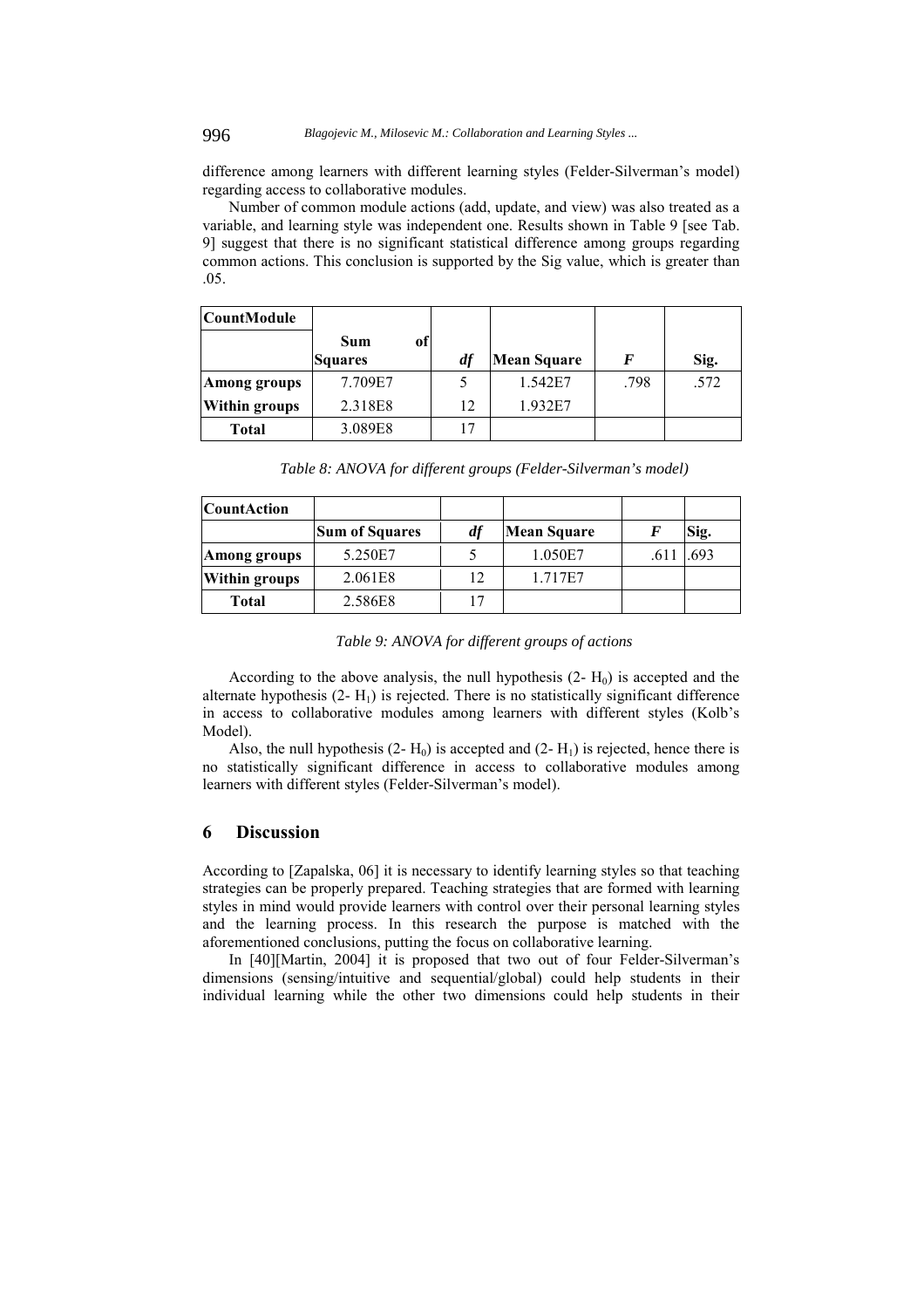difference among learners with different learning styles (Felder-Silverman's model) regarding access to collaborative modules.

Number of common module actions (add, update, and view) was also treated as a variable, and learning style was independent one. Results shown in Table 9 [see Tab. 9] suggest that there is no significant statistical difference among groups regarding common actions. This conclusion is supported by the Sig value, which is greater than .05.

| **CountModule** | | | | | |
|---|---|---|---|---|---|
| | **Sum of Squares** | ***df*** | **Mean Square** | ***F*** | **Sig.** |
| **Among groups** | 7.709E7 | 5 | 1.542E7 | .798 | .572 |
| **Within groups** | 2.318E8 | 12 | 1.932E7 | | |
| **Total** | 3.089E8 | 17 | | | |

*Table 8: ANOVA for different groups (Felder-Silverman's model)*

| **CountAction** | | | | | |
|---|---|---|---|---|---|
| | **Sum of Squares** | ***df*** | **Mean Square** | ***F*** | **Sig.** |
| **Among groups** | 5.250E7 | 5 | 1.050E7 | .611 | .693 |
| **Within groups** | 2.061E8 | 12 | 1.717E7 | | |
| **Total** | 2.586E8 | 17 | | | |

*Table 9: ANOVA for different groups of actions*

According to the above analysis, the null hypothesis (2- $H_0$) is accepted and the alternate hypothesis (2- $H_1$) is rejected. There is no statistically significant difference in access to collaborative modules among learners with different styles (Kolb's Model).

Also, the null hypothesis (2- $H_0$) is accepted and (2- $H_1$) is rejected, hence there is no statistically significant difference in access to collaborative modules among learners with different styles (Felder-Silverman's model).

## 6 Discussion

According to [Zapalska, 06] it is necessary to identify learning styles so that teaching strategies can be properly prepared. Teaching strategies that are formed with learning styles in mind would provide learners with control over their personal learning styles and the learning process. In this research the purpose is matched with the aforementioned conclusions, putting the focus on collaborative learning.

In [40][Martin, 2004] it is proposed that two out of four Felder-Silverman's dimensions (sensing/intuitive and sequential/global) could help students in their individual learning while the other two dimensions could help students in their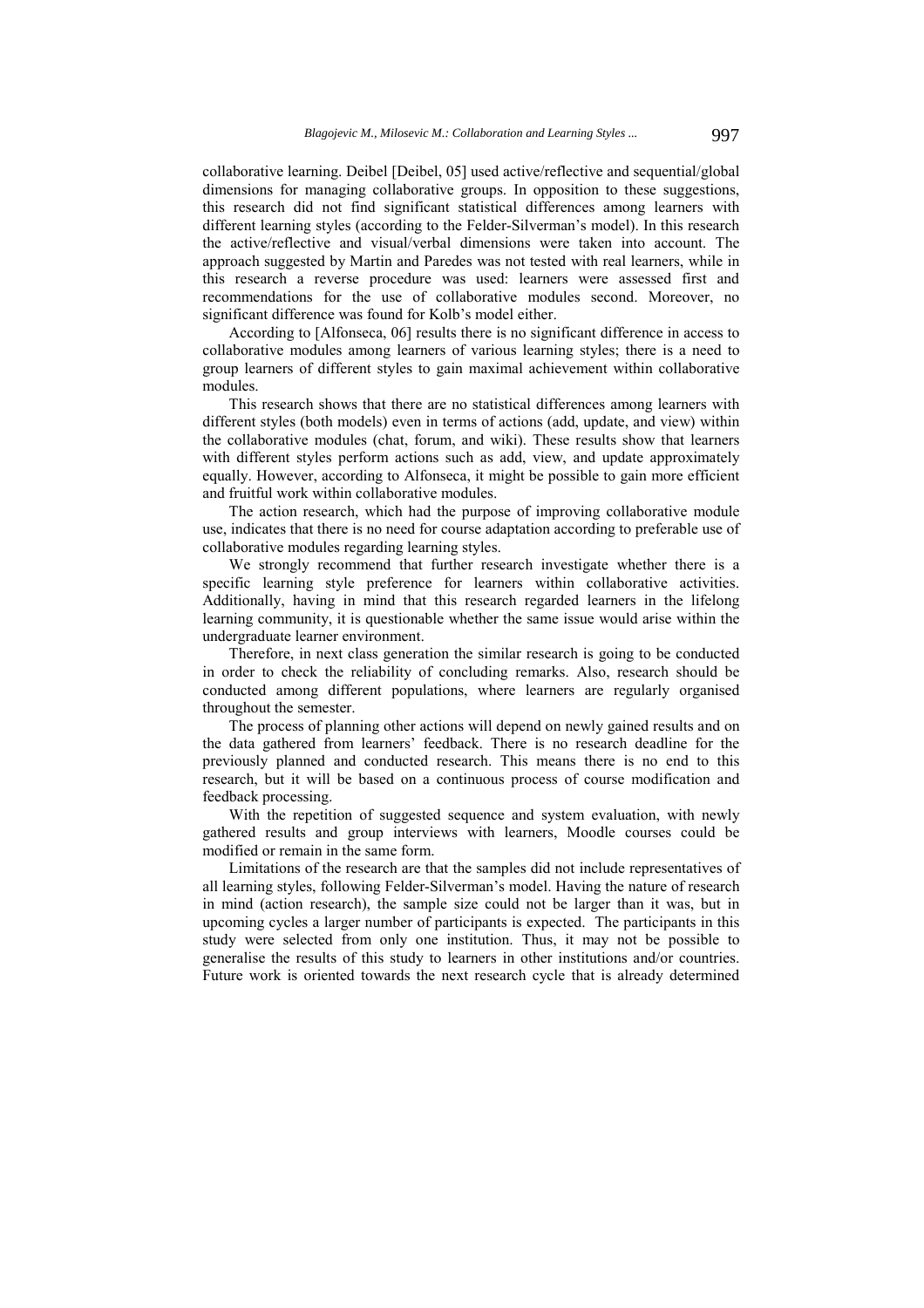collaborative learning. Deibel [Deibel, 05] used active/reflective and sequential/global dimensions for managing collaborative groups. In opposition to these suggestions, this research did not find significant statistical differences among learners with different learning styles (according to the Felder-Silverman's model). In this research the active/reflective and visual/verbal dimensions were taken into account. The approach suggested by Martin and Paredes was not tested with real learners, while in this research a reverse procedure was used: learners were assessed first and recommendations for the use of collaborative modules second. Moreover, no significant difference was found for Kolb's model either.

According to [Alfonseca, 06] results there is no significant difference in access to collaborative modules among learners of various learning styles; there is a need to group learners of different styles to gain maximal achievement within collaborative modules.

This research shows that there are no statistical differences among learners with different styles (both models) even in terms of actions (add, update, and view) within the collaborative modules (chat, forum, and wiki). These results show that learners with different styles perform actions such as add, view, and update approximately equally. However, according to Alfonseca, it might be possible to gain more efficient and fruitful work within collaborative modules.

The action research, which had the purpose of improving collaborative module use, indicates that there is no need for course adaptation according to preferable use of collaborative modules regarding learning styles.

We strongly recommend that further research investigate whether there is a specific learning style preference for learners within collaborative activities. Additionally, having in mind that this research regarded learners in the lifelong learning community, it is questionable whether the same issue would arise within the undergraduate learner environment.

Therefore, in next class generation the similar research is going to be conducted in order to check the reliability of concluding remarks. Also, research should be conducted among different populations, where learners are regularly organised throughout the semester.

The process of planning other actions will depend on newly gained results and on the data gathered from learners' feedback. There is no research deadline for the previously planned and conducted research. This means there is no end to this research, but it will be based on a continuous process of course modification and feedback processing.

With the repetition of suggested sequence and system evaluation, with newly gathered results and group interviews with learners, Moodle courses could be modified or remain in the same form.

Limitations of the research are that the samples did not include representatives of all learning styles, following Felder-Silverman's model. Having the nature of research in mind (action research), the sample size could not be larger than it was, but in upcoming cycles a larger number of participants is expected. The participants in this study were selected from only one institution. Thus, it may not be possible to generalise the results of this study to learners in other institutions and/or countries. Future work is oriented towards the next research cycle that is already determined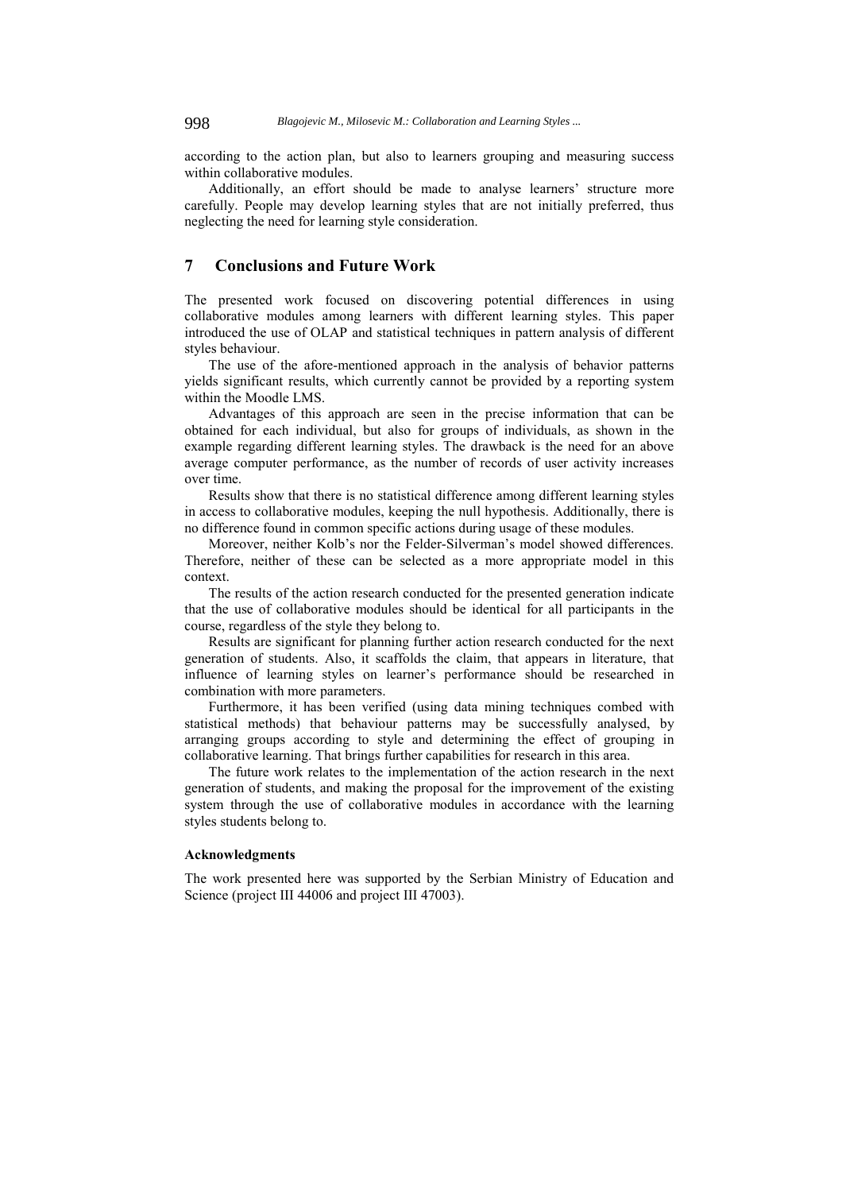according to the action plan, but also to learners grouping and measuring success within collaborative modules.

Additionally, an effort should be made to analyse learners' structure more carefully. People may develop learning styles that are not initially preferred, thus neglecting the need for learning style consideration.

## 7 Conclusions and Future Work

The presented work focused on discovering potential differences in using collaborative modules among learners with different learning styles. This paper introduced the use of OLAP and statistical techniques in pattern analysis of different styles behaviour.

The use of the afore-mentioned approach in the analysis of behavior patterns yields significant results, which currently cannot be provided by a reporting system within the Moodle LMS.

Advantages of this approach are seen in the precise information that can be obtained for each individual, but also for groups of individuals, as shown in the example regarding different learning styles. The drawback is the need for an above average computer performance, as the number of records of user activity increases over time.

Results show that there is no statistical difference among different learning styles in access to collaborative modules, keeping the null hypothesis. Additionally, there is no difference found in common specific actions during usage of these modules.

Moreover, neither Kolb's nor the Felder-Silverman's model showed differences. Therefore, neither of these can be selected as a more appropriate model in this context.

The results of the action research conducted for the presented generation indicate that the use of collaborative modules should be identical for all participants in the course, regardless of the style they belong to.

Results are significant for planning further action research conducted for the next generation of students. Also, it scaffolds the claim, that appears in literature, that influence of learning styles on learner's performance should be researched in combination with more parameters.

Furthermore, it has been verified (using data mining techniques combed with statistical methods) that behaviour patterns may be successfully analysed, by arranging groups according to style and determining the effect of grouping in collaborative learning. That brings further capabilities for research in this area.

The future work relates to the implementation of the action research in the next generation of students, and making the proposal for the improvement of the existing system through the use of collaborative modules in accordance with the learning styles students belong to.

#### Acknowledgments

The work presented here was supported by the Serbian Ministry of Education and Science (project III 44006 and project III 47003).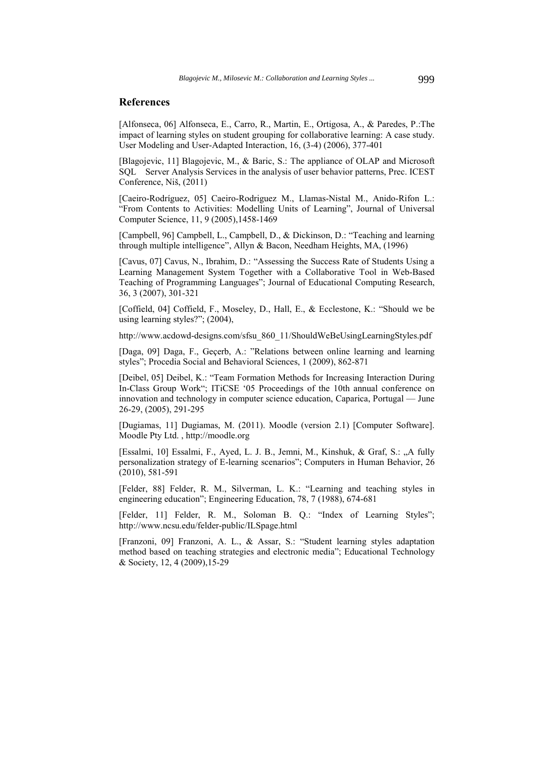## References

[Alfonseca, 06] Alfonseca, E., Carro, R., Martin, E., Ortigosa, A., & Paredes, P.:The impact of learning styles on student grouping for collaborative learning: A case study. User Modeling and User-Adapted Interaction, 16, (3-4) (2006), 377-401

[Blagojevic, 11] Blagojevic, M., & Baric, S.: The appliance of OLAP and Microsoft SQL Server Analysis Services in the analysis of user behavior patterns, Prec. ICEST Conference, Niš, (2011)

[Caeiro-Rodríguez, 05] Caeiro-Rodriguez M., Llamas-Nistal M., Anido-Rifon L.: "From Contents to Activities: Modelling Units of Learning", Journal of Universal Computer Science, 11, 9 (2005),1458-1469

[Campbell, 96] Campbell, L., Campbell, D., & Dickinson, D.: "Teaching and learning through multiple intelligence", Allyn & Bacon, Needham Heights, MA, (1996)

[Cavus, 07] Cavus, N., Ibrahim, D.: "Assessing the Success Rate of Students Using a Learning Management System Together with a Collaborative Tool in Web-Based Teaching of Programming Languages"; Journal of Educational Computing Research, 36, 3 (2007), 301-321

[Coffield, 04] Coffield, F., Moseley, D., Hall, E., & Ecclestone, K.: "Should we be using learning styles?"; (2004),

http://www.acdowd-designs.com/sfsu_860_11/ShouldWeBeUsingLearningStyles.pdf

[Daga, 09] Daga, F., Geçerb, A.: "Relations between online learning and learning styles"; Procedia Social and Behavioral Sciences, 1 (2009), 862-871

[Deibel, 05] Deibel, K.: "Team Formation Methods for Increasing Interaction During In-Class Group Work"; ITiCSE '05 Proceedings of the 10th annual conference on innovation and technology in computer science education, Caparica, Portugal — June 26-29, (2005), 291-295

[Dugiamas, 11] Dugiamas, M. (2011). Moodle (version 2.1) [Computer Software]. Moodle Pty Ltd. , http://moodle.org

[Essalmi, 10] Essalmi, F., Ayed, L. J. B., Jemni, M., Kinshuk, & Graf, S.: „A fully personalization strategy of E-learning scenarios"; Computers in Human Behavior, 26 (2010), 581-591

[Felder, 88] Felder, R. M., Silverman, L. K.: "Learning and teaching styles in engineering education"; Engineering Education, 78, 7 (1988), 674-681

[Felder, 11] Felder, R. M., Soloman B. Q.: "Index of Learning Styles"; http://www.ncsu.edu/felder-public/ILSpage.html

[Franzoni, 09] Franzoni, A. L., & Assar, S.: "Student learning styles adaptation method based on teaching strategies and electronic media"; Educational Technology & Society, 12, 4 (2009),15-29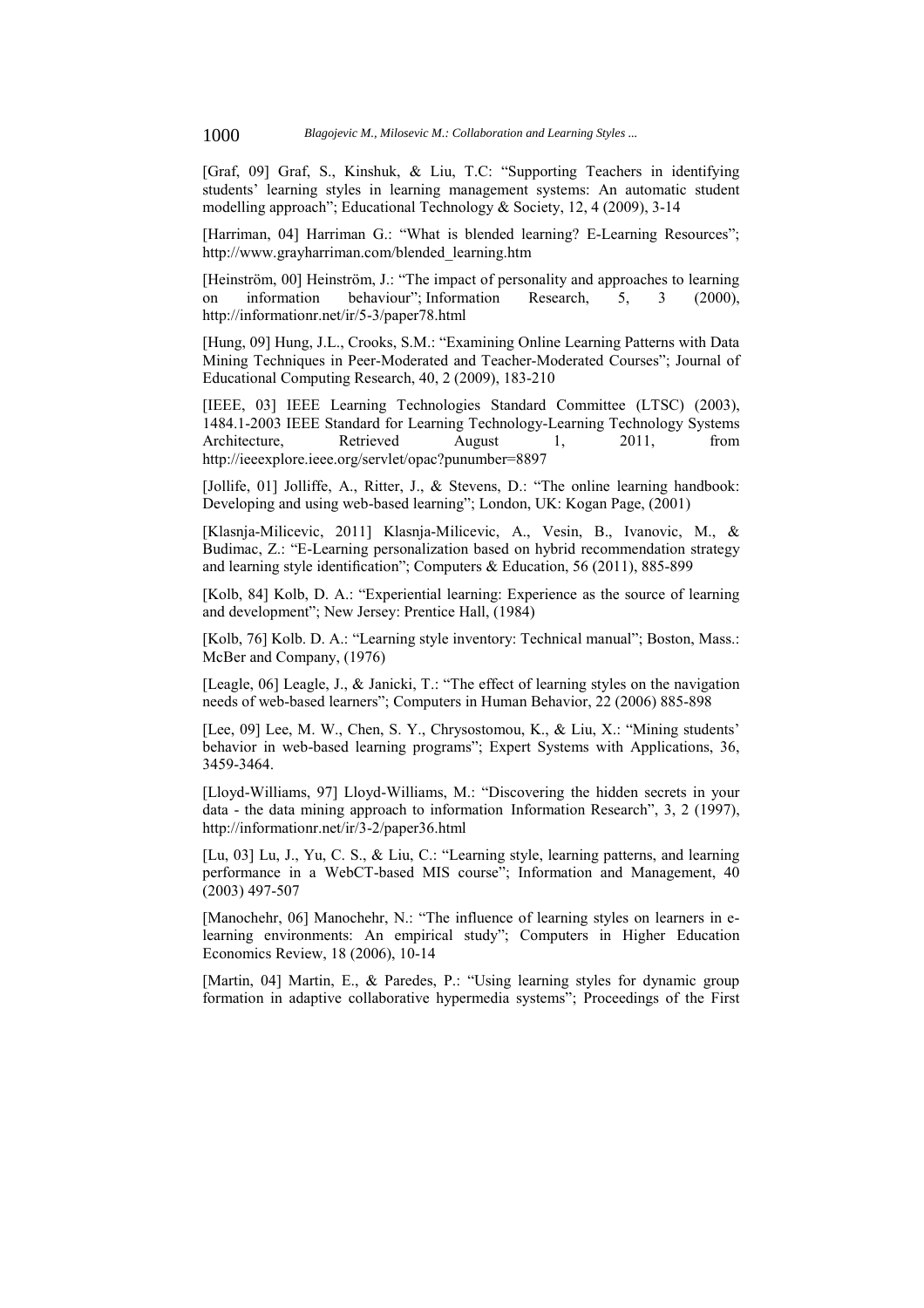[Graf, 09] Graf, S., Kinshuk, & Liu, T.C: "Supporting Teachers in identifying students' learning styles in learning management systems: An automatic student modelling approach"; Educational Technology & Society, 12, 4 (2009), 3-14

[Harriman, 04] Harriman G.: "What is blended learning? E-Learning Resources"; http://www.grayharriman.com/blended_learning.htm

[Heinström, 00] Heinström, J.: "The impact of personality and approaches to learning on information behaviour"; Information Research, 5, 3 (2000), http://informationr.net/ir/5-3/paper78.html

[Hung, 09] Hung, J.L., Crooks, S.M.: "Examining Online Learning Patterns with Data Mining Techniques in Peer-Moderated and Teacher-Moderated Courses"; Journal of Educational Computing Research, 40, 2 (2009), 183-210

[IEEE, 03] IEEE Learning Technologies Standard Committee (LTSC) (2003), 1484.1-2003 IEEE Standard for Learning Technology-Learning Technology Systems Architecture, Retrieved August 1, 2011, from http://ieeexplore.ieee.org/servlet/opac?punumber=8897

[Jollife, 01] Jolliffe, A., Ritter, J., & Stevens, D.: "The online learning handbook: Developing and using web-based learning"; London, UK: Kogan Page, (2001)

[Klasnja-Milicevic, 2011] Klasnja-Milicevic, A., Vesin, B., Ivanovic, M., & Budimac, Z.: "E-Learning personalization based on hybrid recommendation strategy and learning style identification"; Computers & Education, 56 (2011), 885-899

[Kolb, 84] Kolb, D. A.: "Experiential learning: Experience as the source of learning and development"; New Jersey: Prentice Hall, (1984)

[Kolb, 76] Kolb. D. A.: "Learning style inventory: Technical manual"; Boston, Mass.: McBer and Company, (1976)

[Leagle, 06] Leagle, J., & Janicki, T.: "The effect of learning styles on the navigation needs of web-based learners"; Computers in Human Behavior, 22 (2006) 885-898

[Lee, 09] Lee, M. W., Chen, S. Y., Chrysostomou, K., & Liu, X.: "Mining students' behavior in web-based learning programs"; Expert Systems with Applications, 36, 3459-3464.

[Lloyd-Williams, 97] Lloyd-Williams, M.: "Discovering the hidden secrets in your data - the data mining approach to information Information Research", 3, 2 (1997), http://informationr.net/ir/3-2/paper36.html

[Lu, 03] Lu, J., Yu, C. S., & Liu, C.: "Learning style, learning patterns, and learning performance in a WebCT-based MIS course"; Information and Management, 40 (2003) 497-507

[Manochehr, 06] Manochehr, N.: "The influence of learning styles on learners in e-learning environments: An empirical study"; Computers in Higher Education Economics Review, 18 (2006), 10-14

[Martin, 04] Martin, E., & Paredes, P.: "Using learning styles for dynamic group formation in adaptive collaborative hypermedia systems"; Proceedings of the First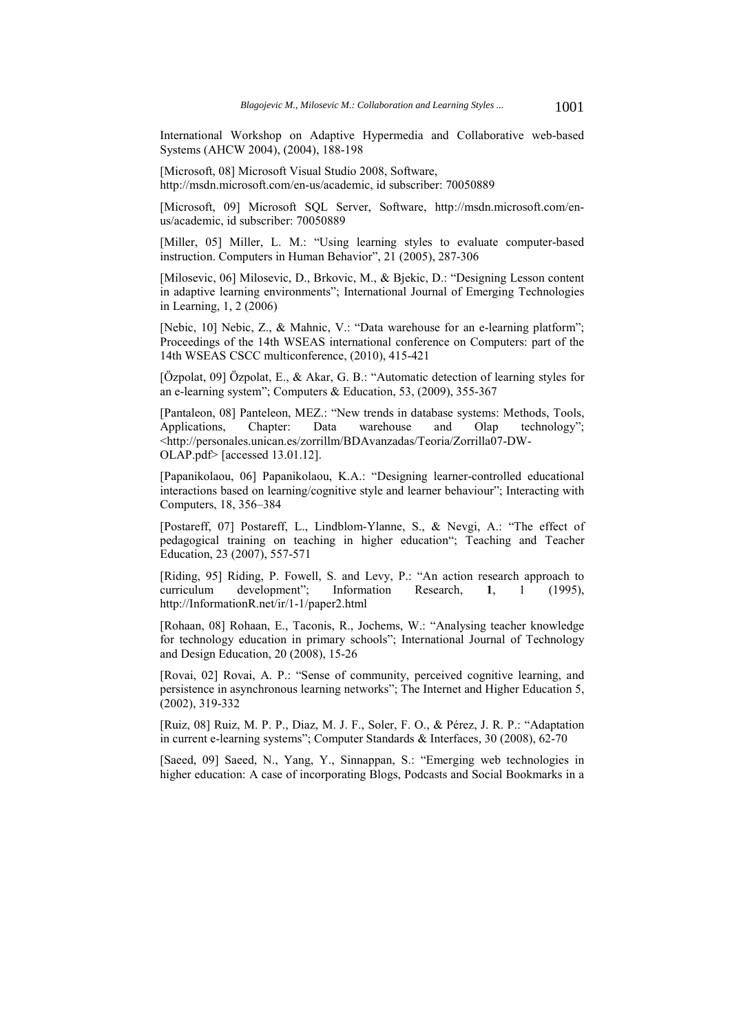International Workshop on Adaptive Hypermedia and Collaborative web-based Systems (AHCW 2004), (2004), 188-198

[Microsoft, 08] Microsoft Visual Studio 2008, Software, http://msdn.microsoft.com/en-us/academic, id subscriber: 70050889

[Microsoft, 09] Microsoft SQL Server, Software, http://msdn.microsoft.com/en-us/academic, id subscriber: 70050889

[Miller, 05] Miller, L. M.: "Using learning styles to evaluate computer-based instruction. Computers in Human Behavior", 21 (2005), 287-306

[Milosevic, 06] Milosevic, D., Brkovic, M., & Bjekic, D.: "Designing Lesson content in adaptive learning environments"; International Journal of Emerging Technologies in Learning, 1, 2 (2006)

[Nebic, 10] Nebic, Z., & Mahnic, V.: "Data warehouse for an e-learning platform"; Proceedings of the 14th WSEAS international conference on Computers: part of the 14th WSEAS CSCC multiconference, (2010), 415-421

[Özpolat, 09] Özpolat, E., & Akar, G. B.: "Automatic detection of learning styles for an e-learning system"; Computers & Education, 53, (2009), 355-367

[Pantaleon, 08] Panteleon, MEZ.: "New trends in database systems: Methods, Tools, Applications, Chapter: Data warehouse and Olap technology"; <http://personales.unican.es/zorrillm/BDAvanzadas/Teoria/Zorrilla07-DW-OLAP.pdf> [accessed 13.01.12].

[Papanikolaou, 06] Papanikolaou, K.A.: "Designing learner-controlled educational interactions based on learning/cognitive style and learner behaviour"; Interacting with Computers, 18, 356–384

[Postareff, 07] Postareff, L., Lindblom-Ylanne, S., & Nevgi, A.: "The effect of pedagogical training on teaching in higher education"; Teaching and Teacher Education, 23 (2007), 557-571

[Riding, 95] Riding, P. Fowell, S. and Levy, P.: "An action research approach to curriculum development"; Information Research, **1**, 1 (1995), http://InformationR.net/ir/1-1/paper2.html

[Rohaan, 08] Rohaan, E., Taconis, R., Jochems, W.: "Analysing teacher knowledge for technology education in primary schools"; International Journal of Technology and Design Education, 20 (2008), 15-26

[Rovai, 02] Rovai, A. P.: "Sense of community, perceived cognitive learning, and persistence in asynchronous learning networks"; The Internet and Higher Education 5, (2002), 319-332

[Ruiz, 08] Ruiz, M. P. P., Diaz, M. J. F., Soler, F. O., & Pérez, J. R. P.: "Adaptation in current e-learning systems"; Computer Standards & Interfaces, 30 (2008), 62-70

[Saeed, 09] Saeed, N., Yang, Y., Sinnappan, S.: "Emerging web technologies in higher education: A case of incorporating Blogs, Podcasts and Social Bookmarks in a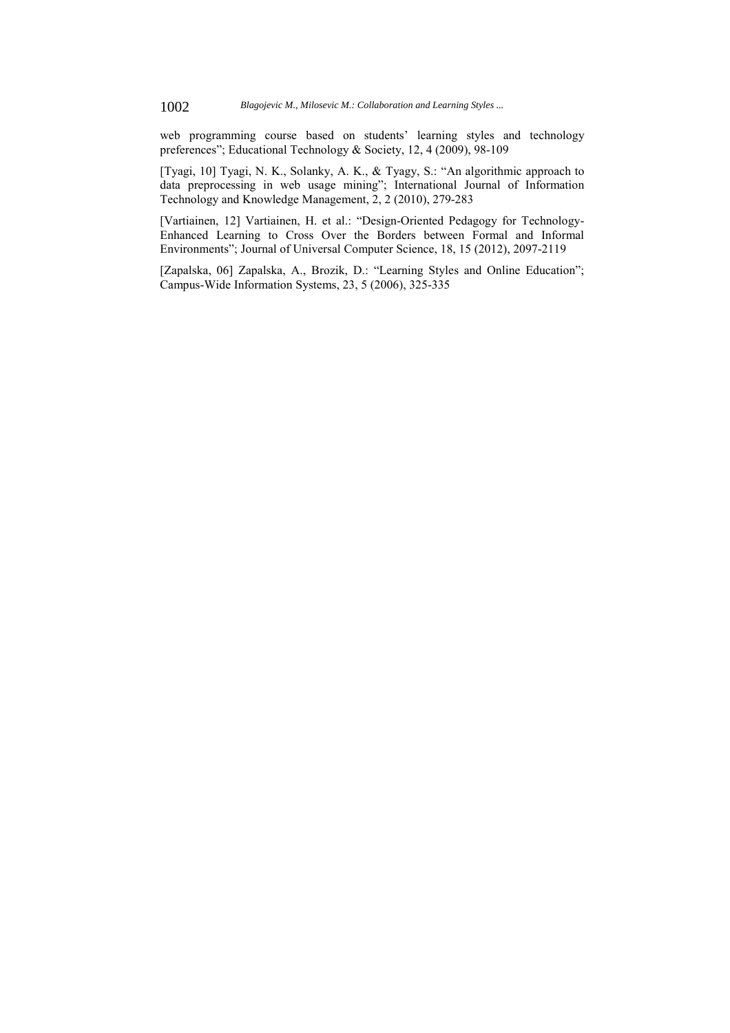web programming course based on students' learning styles and technology preferences"; Educational Technology & Society, 12, 4 (2009), 98-109

[Tyagi, 10] Tyagi, N. K., Solanky, A. K., & Tyagy, S.: "An algorithmic approach to data preprocessing in web usage mining"; International Journal of Information Technology and Knowledge Management, 2, 2 (2010), 279-283

[Vartiainen, 12] Vartiainen, H. et al.: "Design-Oriented Pedagogy for Technology-Enhanced Learning to Cross Over the Borders between Formal and Informal Environments"; Journal of Universal Computer Science, 18, 15 (2012), 2097-2119

[Zapalska, 06] Zapalska, A., Brozik, D.: "Learning Styles and Online Education"; Campus-Wide Information Systems, 23, 5 (2006), 325-335